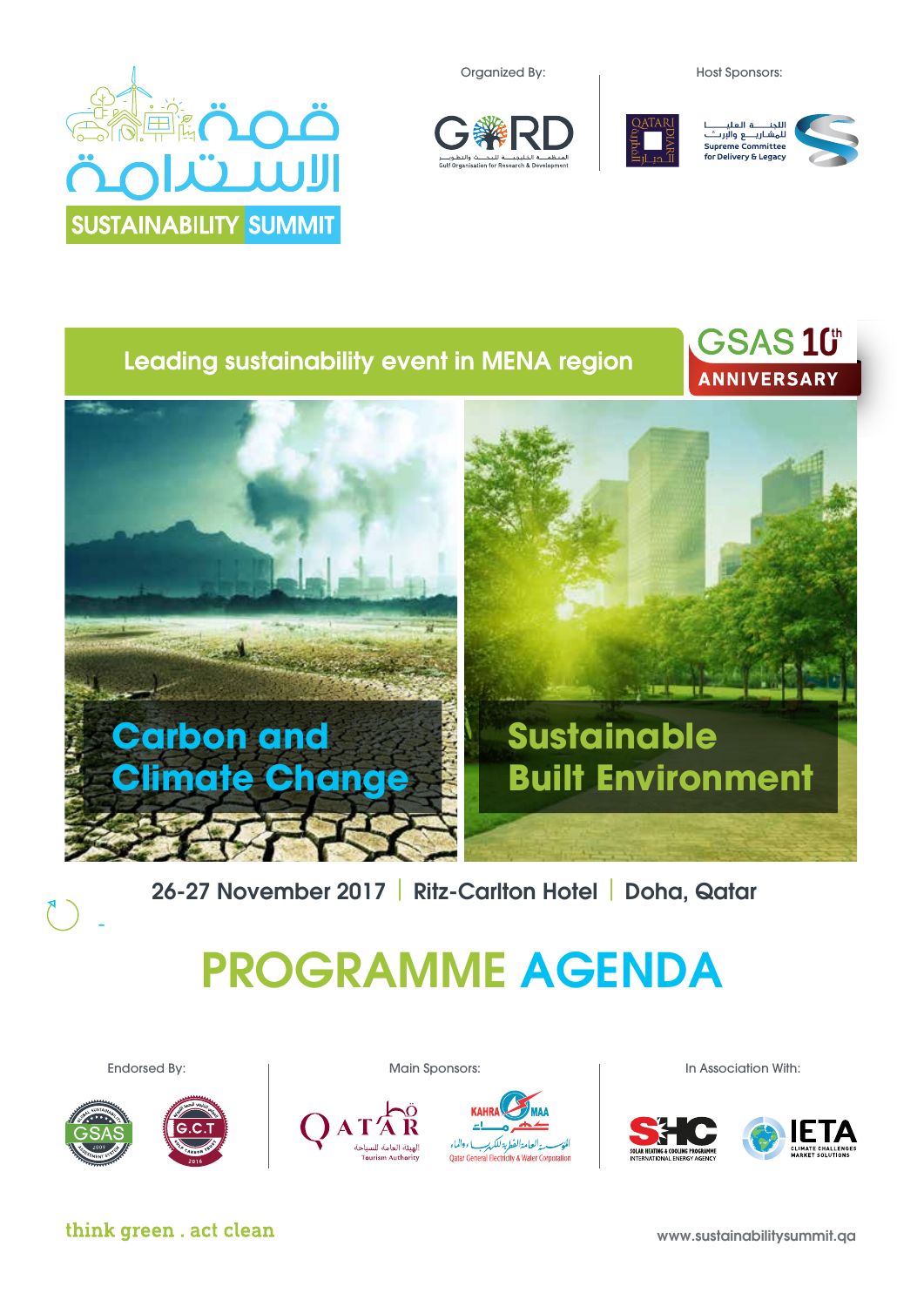قمة الاستدامة

# SUSTAINABILITY SUMMIT

Organized By:

GORD
المنظمة الخليجية للبحث والتطوير
Gulf Organisation for Research & Development

Host Sponsors:

QATARI DIAR

اللجنة العليا للمشاريع والإرث
Supreme Committee for Delivery & Legacy

## Leading sustainability event in MENA region

GSAS 10th ANNIVERSARY

**Carbon and Climate Change**

**Sustainable Built Environment**

26-27 November 2017 | Ritz-Carlton Hotel | Doha, Qatar

# PROGRAMME AGENDA

Endorsed By:

GSAS

G.C.T

Main Sponsors:

QATAR
الهيئة العامة للسياحة
Tourism Authority

KAHRAMAA
كهرماء
المؤسسة العامة القطرية للكهرباء والماء
Qatar General Electricity & Water Corporation

In Association With:

SHC
SOLAR HEATING & COOLING PROGRAMME
INTERNATIONAL ENERGY AGENCY

IETA
CLIMATE CHALLENGES
MARKET SOLUTIONS

think green . act clean

www.sustainabilitysummit.qa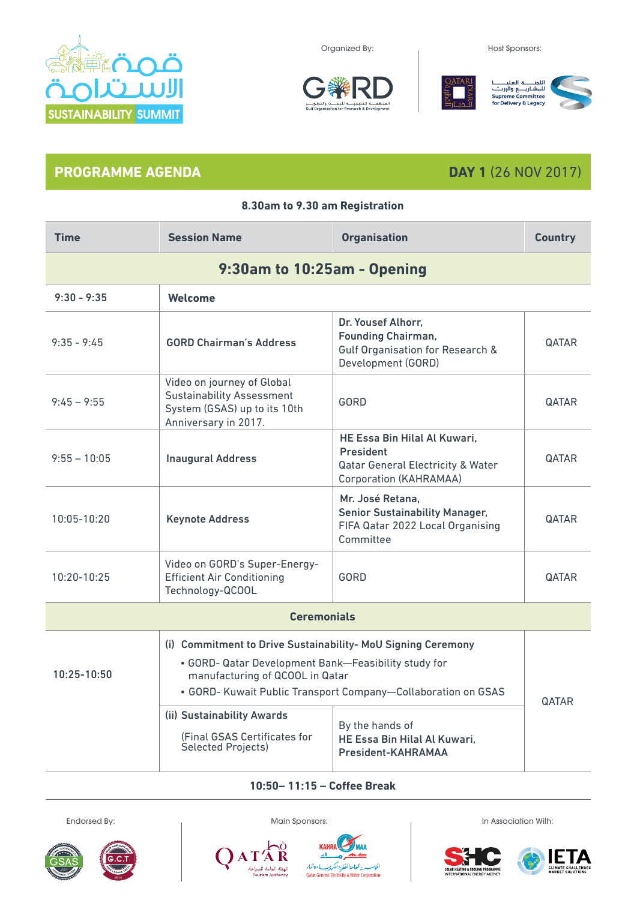Organized By:

Host Sponsors:

## PROGRAMME AGENDA

**DAY 1** (26 NOV 2017)

**8.30am to 9.30 am Registration**

| Time | Session Name | Organisation | Country |
|---|---|---|---|
| **9:30am to 10:25am - Opening** | | | |
| 9:30 - 9:35 | **Welcome** | | |
| 9:35 - 9:45 | **GORD Chairman's Address** | **Dr. Yousef Alhorr, Founding Chairman,** Gulf Organisation for Research & Development (GORD) | QATAR |
| 9:45 – 9:55 | Video on journey of Global Sustainability Assessment System (GSAS) up to its 10th Anniversary in 2017. | GORD | QATAR |
| 9:55 – 10:05 | **Inaugural Address** | **HE Essa Bin Hilal Al Kuwari, President** Qatar General Electricity & Water Corporation (KAHRAMAA) | QATAR |
| 10:05-10:20 | **Keynote Address** | **Mr. José Retana, Senior Sustainability Manager,** FIFA Qatar 2022 Local Organising Committee | QATAR |
| 10:20-10:25 | Video on GORD's Super-Energy-Efficient Air Conditioning Technology-QCOOL | GORD | QATAR |
| **Ceremonials** | | | |
| **10:25-10:50** | **(i) Commitment to Drive Sustainability- MoU Signing Ceremony** • GORD- Qatar Development Bank—Feasibility study for manufacturing of QCOOL in Qatar • GORD- Kuwait Public Transport Company—Collaboration on GSAS | | QATAR |
| | **(ii) Sustainability Awards** (Final GSAS Certificates for Selected Projects) | By the hands of **HE Essa Bin Hilal Al Kuwari, President-KAHRAMAA** | |

**10:50– 11:15 – Coffee Break**

Endorsed By:

Main Sponsors:

In Association With: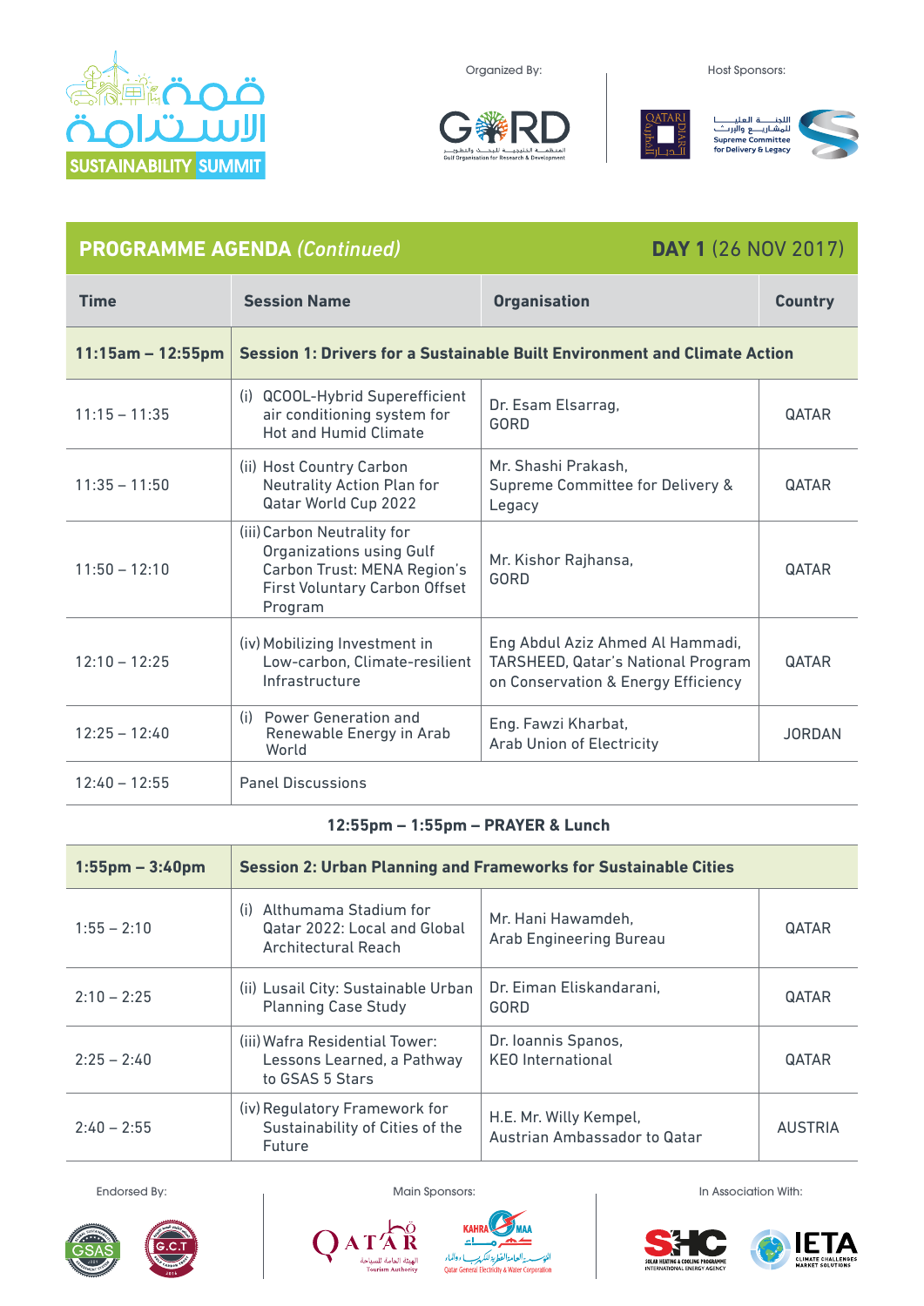Organized By:

Host Sponsors:

## PROGRAMME AGENDA *(Continued)* — DAY 1 (26 NOV 2017)

| Time | Session Name | Organisation | Country |
| --- | --- | --- | --- |
| **11:15am – 12:55pm** | **Session 1: Drivers for a Sustainable Built Environment and Climate Action** | | |
| 11:15 – 11:35 | (i) QCOOL-Hybrid Superefficient air conditioning system for Hot and Humid Climate | Dr. Esam Elsarrag, GORD | QATAR |
| 11:35 – 11:50 | (ii) Host Country Carbon Neutrality Action Plan for Qatar World Cup 2022 | Mr. Shashi Prakash, Supreme Committee for Delivery & Legacy | QATAR |
| 11:50 – 12:10 | (iii) Carbon Neutrality for Organizations using Gulf Carbon Trust: MENA Region's First Voluntary Carbon Offset Program | Mr. Kishor Rajhansa, GORD | QATAR |
| 12:10 – 12:25 | (iv) Mobilizing Investment in Low-carbon, Climate-resilient Infrastructure | Eng Abdul Aziz Ahmed Al Hammadi, TARSHEED, Qatar's National Program on Conservation & Energy Efficiency | QATAR |
| 12:25 – 12:40 | (i) Power Generation and Renewable Energy in Arab World | Eng. Fawzi Kharbat, Arab Union of Electricity | JORDAN |
| 12:40 – 12:55 | Panel Discussions | | |

**12:55pm – 1:55pm – PRAYER & Lunch**

| Time | Session Name | Organisation | Country |
| --- | --- | --- | --- |
| **1:55pm – 3:40pm** | **Session 2: Urban Planning and Frameworks for Sustainable Cities** | | |
| 1:55 – 2:10 | (i) Althumama Stadium for Qatar 2022: Local and Global Architectural Reach | Mr. Hani Hawamdeh, Arab Engineering Bureau | QATAR |
| 2:10 – 2:25 | (ii) Lusail City: Sustainable Urban Planning Case Study | Dr. Eiman Eliskandarani, GORD | QATAR |
| 2:25 – 2:40 | (iii) Wafra Residential Tower: Lessons Learned, a Pathway to GSAS 5 Stars | Dr. Ioannis Spanos, KEO International | QATAR |
| 2:40 – 2:55 | (iv) Regulatory Framework for Sustainability of Cities of the Future | H.E. Mr. Willy Kempel, Austrian Ambassador to Qatar | AUSTRIA |

Endorsed By:

Main Sponsors:

In Association With: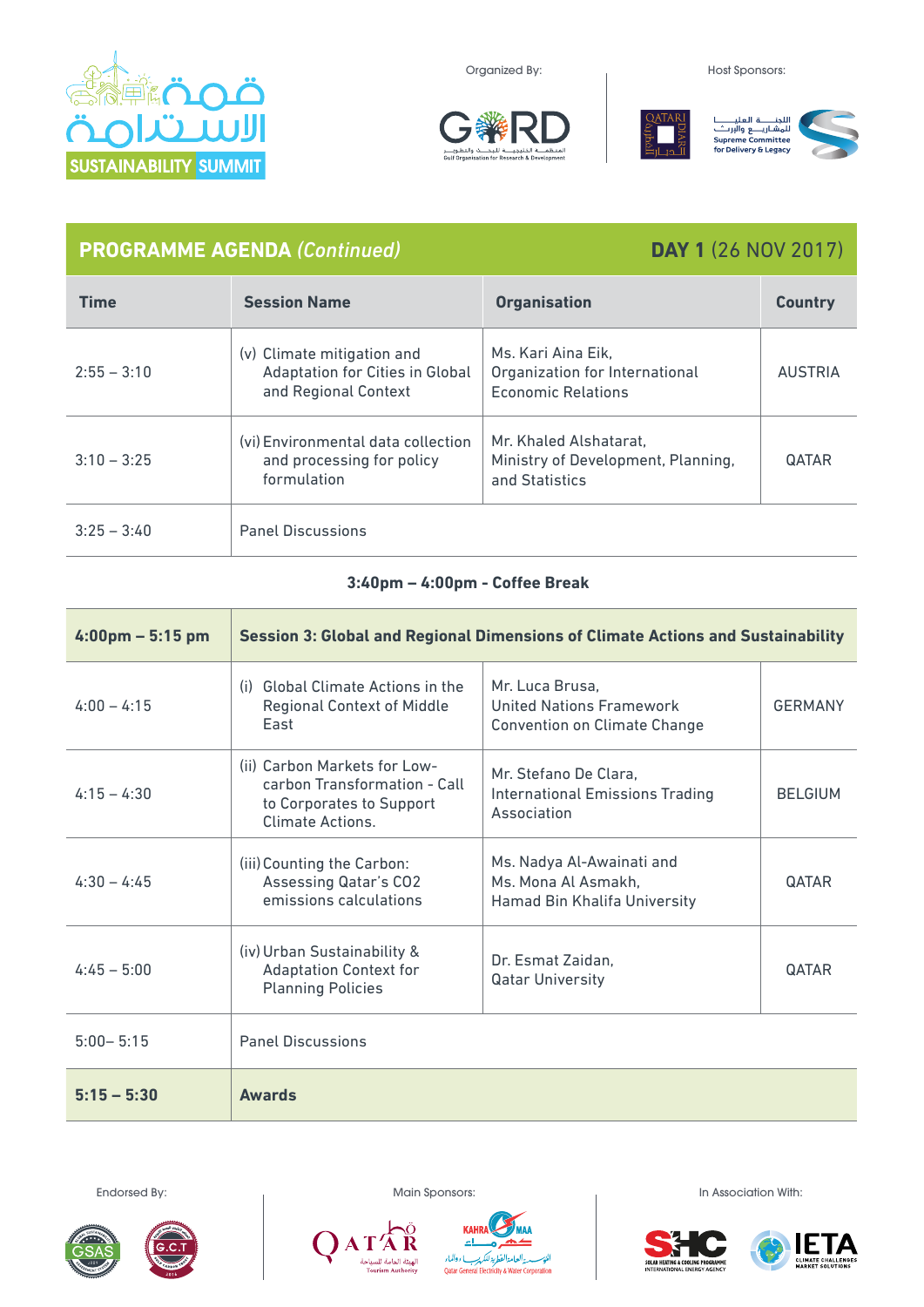قمة الاستدامة
SUSTAINABILITY SUMMIT

Organized By: GORD — المنظمة الخليجية للبحث والتطوير — Gulf Organisation for Research & Development

Host Sponsors: Qatari Diar — اللجنة العليا للمشاريع والإرث — Supreme Committee for Delivery & Legacy

## PROGRAMME AGENDA *(Continued)* — **DAY 1** (26 NOV 2017)

| Time | Session Name | Organisation | Country |
|---|---|---|---|
| 2:55 – 3:10 | (v) Climate mitigation and Adaptation for Cities in Global and Regional Context | Ms. Kari Aina Eik, Organization for International Economic Relations | AUSTRIA |
| 3:10 – 3:25 | (vi) Environmental data collection and processing for policy formulation | Mr. Khaled Alshatarat, Ministry of Development, Planning, and Statistics | QATAR |
| 3:25 – 3:40 | Panel Discussions | | |

**3:40pm – 4:00pm - Coffee Break**

| Time | Session Name | Organisation | Country |
|---|---|---|---|
| **4:00pm – 5:15 pm** | **Session 3: Global and Regional Dimensions of Climate Actions and Sustainability** | | |
| 4:00 – 4:15 | (i) Global Climate Actions in the Regional Context of Middle East | Mr. Luca Brusa, United Nations Framework Convention on Climate Change | GERMANY |
| 4:15 – 4:30 | (ii) Carbon Markets for Low-carbon Transformation - Call to Corporates to Support Climate Actions. | Mr. Stefano De Clara, International Emissions Trading Association | BELGIUM |
| 4:30 – 4:45 | (iii) Counting the Carbon: Assessing Qatar's CO2 emissions calculations | Ms. Nadya Al-Awainati and Ms. Mona Al Asmakh, Hamad Bin Khalifa University | QATAR |
| 4:45 – 5:00 | (iv) Urban Sustainability & Adaptation Context for Planning Policies | Dr. Esmat Zaidan, Qatar University | QATAR |
| 5:00– 5:15 | Panel Discussions | | |
| **5:15 – 5:30** | **Awards** | | |

Endorsed By: GSAS — G.C.T

Main Sponsors: Qatar Tourism Authority (الهيئة العامة للسياحة) — Kahramaa, Qatar General Electricity & Water Corporation (المؤسسة العامة القطرية للكهرباء والماء)

In Association With: SHC Solar Heating & Cooling Programme, International Energy Agency — IETA Climate Challenges Market Solutions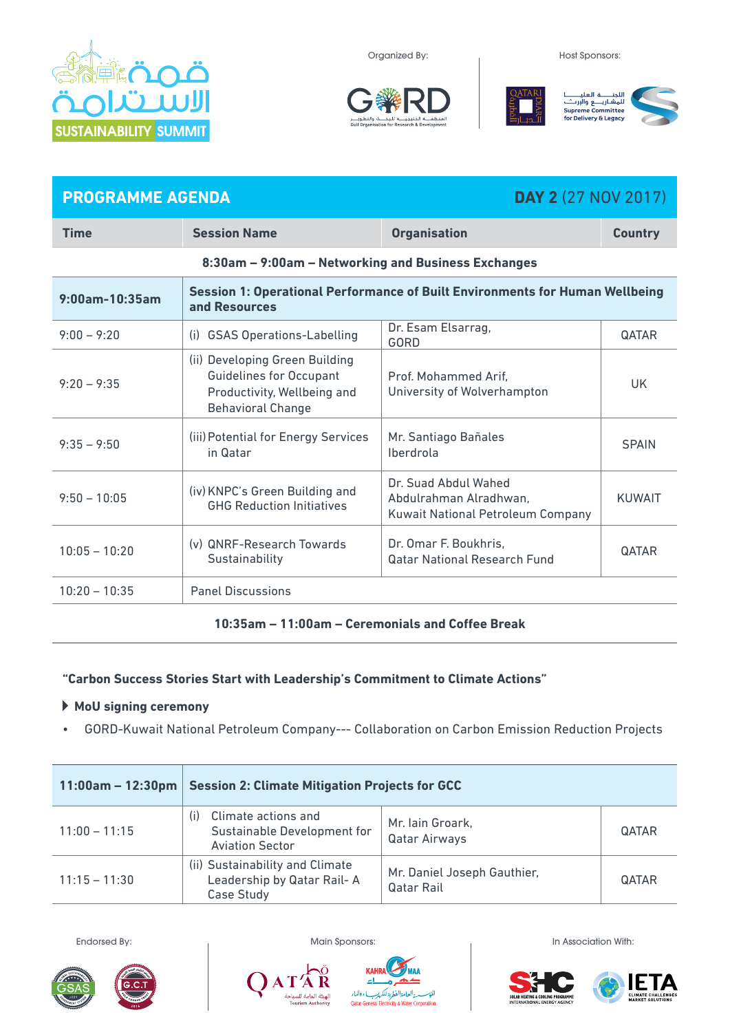Organized By:

Host Sponsors:

## PROGRAMME AGENDA — DAY 2 (27 NOV 2017)

| Time | Session Name | Organisation | Country |
|---|---|---|---|
| **8:30am – 9:00am – Networking and Business Exchanges** | | | |
| **9:00am-10:35am** | **Session 1: Operational Performance of Built Environments for Human Wellbeing and Resources** | | |
| 9:00 – 9:20 | (i) GSAS Operations-Labelling | Dr. Esam Elsarrag, GORD | QATAR |
| 9:20 – 9:35 | (ii) Developing Green Building Guidelines for Occupant Productivity, Wellbeing and Behavioral Change | Prof. Mohammed Arif, University of Wolverhampton | UK |
| 9:35 – 9:50 | (iii) Potential for Energy Services in Qatar | Mr. Santiago Bañales Iberdrola | SPAIN |
| 9:50 – 10:05 | (iv) KNPC's Green Building and GHG Reduction Initiatives | Dr. Suad Abdul Wahed Abdulrahman Alradhwan, Kuwait National Petroleum Company | KUWAIT |
| 10:05 – 10:20 | (v) QNRF-Research Towards Sustainability | Dr. Omar F. Boukhris, Qatar National Research Fund | QATAR |
| 10:20 – 10:35 | Panel Discussions | | |
| **10:35am – 11:00am – Ceremonials and Coffee Break** | | | |

**"Carbon Success Stories Start with Leadership's Commitment to Climate Actions"**

- **MoU signing ceremony**
  - GORD-Kuwait National Petroleum Company--- Collaboration on Carbon Emission Reduction Projects

| Time | Session Name | Organisation | Country |
|---|---|---|---|
| **11:00am – 12:30pm** | **Session 2: Climate Mitigation Projects for GCC** | | |
| 11:00 – 11:15 | (i) Climate actions and Sustainable Development for Aviation Sector | Mr. Iain Groark, Qatar Airways | QATAR |
| 11:15 – 11:30 | (ii) Sustainability and Climate Leadership by Qatar Rail- A Case Study | Mr. Daniel Joseph Gauthier, Qatar Rail | QATAR |

Endorsed By:

Main Sponsors:

In Association With: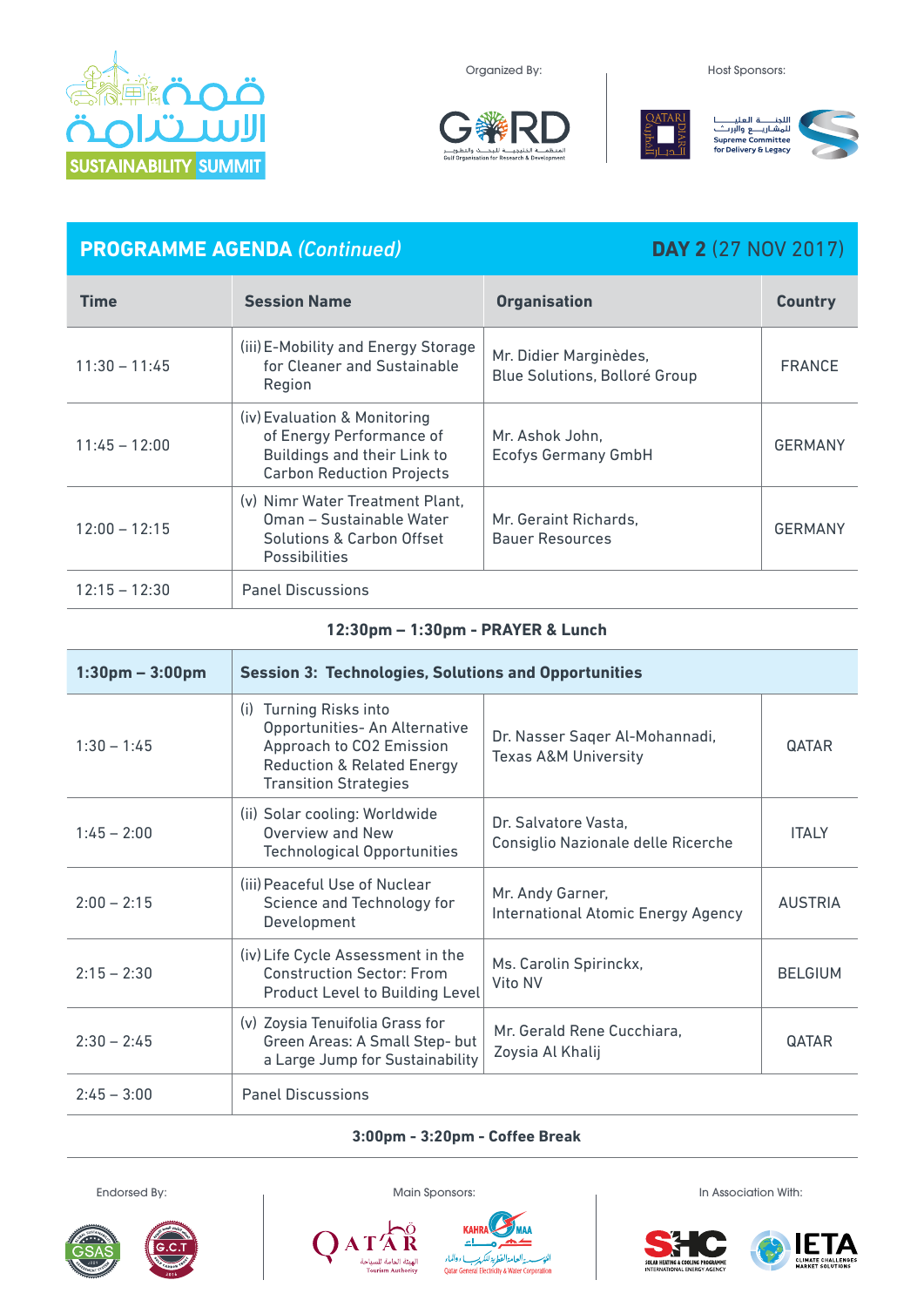Organized By: GORD — Gulf Organisation for Research & Development

Host Sponsors: Qatari Diar; Supreme Committee for Delivery & Legacy

SUSTAINABILITY SUMMIT

## PROGRAMME AGENDA *(Continued)* — DAY 2 (27 NOV 2017)

| Time | Session Name | Organisation | Country |
|---|---|---|---|
| 11:30 – 11:45 | (iii) E-Mobility and Energy Storage for Cleaner and Sustainable Region | Mr. Didier Marginèdes, Blue Solutions, Bolloré Group | FRANCE |
| 11:45 – 12:00 | (iv) Evaluation & Monitoring of Energy Performance of Buildings and their Link to Carbon Reduction Projects | Mr. Ashok John, Ecofys Germany GmbH | GERMANY |
| 12:00 – 12:15 | (v) Nimr Water Treatment Plant, Oman – Sustainable Water Solutions & Carbon Offset Possibilities | Mr. Geraint Richards, Bauer Resources | GERMANY |
| 12:15 – 12:30 | Panel Discussions | | |

**12:30pm – 1:30pm - PRAYER & Lunch**

| 1:30pm – 3:00pm | Session 3: Technologies, Solutions and Opportunities | | |
|---|---|---|---|
| 1:30 – 1:45 | (i) Turning Risks into Opportunities- An Alternative Approach to $CO_2$ Emission Reduction & Related Energy Transition Strategies | Dr. Nasser Saqer Al-Mohannadi, Texas A&M University | QATAR |
| 1:45 – 2:00 | (ii) Solar cooling: Worldwide Overview and New Technological Opportunities | Dr. Salvatore Vasta, Consiglio Nazionale delle Ricerche | ITALY |
| 2:00 – 2:15 | (iii) Peaceful Use of Nuclear Science and Technology for Development | Mr. Andy Garner, International Atomic Energy Agency | AUSTRIA |
| 2:15 – 2:30 | (iv) Life Cycle Assessment in the Construction Sector: From Product Level to Building Level | Ms. Carolin Spirinckx, Vito NV | BELGIUM |
| 2:30 – 2:45 | (v) Zoysia Tenuifolia Grass for Green Areas: A Small Step- but a Large Jump for Sustainability | Mr. Gerald Rene Cucchiara, Zoysia Al Khalij | QATAR |
| 2:45 – 3:00 | Panel Discussions | | |

**3:00pm - 3:20pm - Coffee Break**

Endorsed By: GSAS; G.C.T

Main Sponsors: Qatar Tourism Authority; Kahramaa – Qatar General Electricity & Water Corporation

In Association With: SHC – Solar Heating & Cooling Programme, International Energy Agency; IETA – Climate Challenges Market Solutions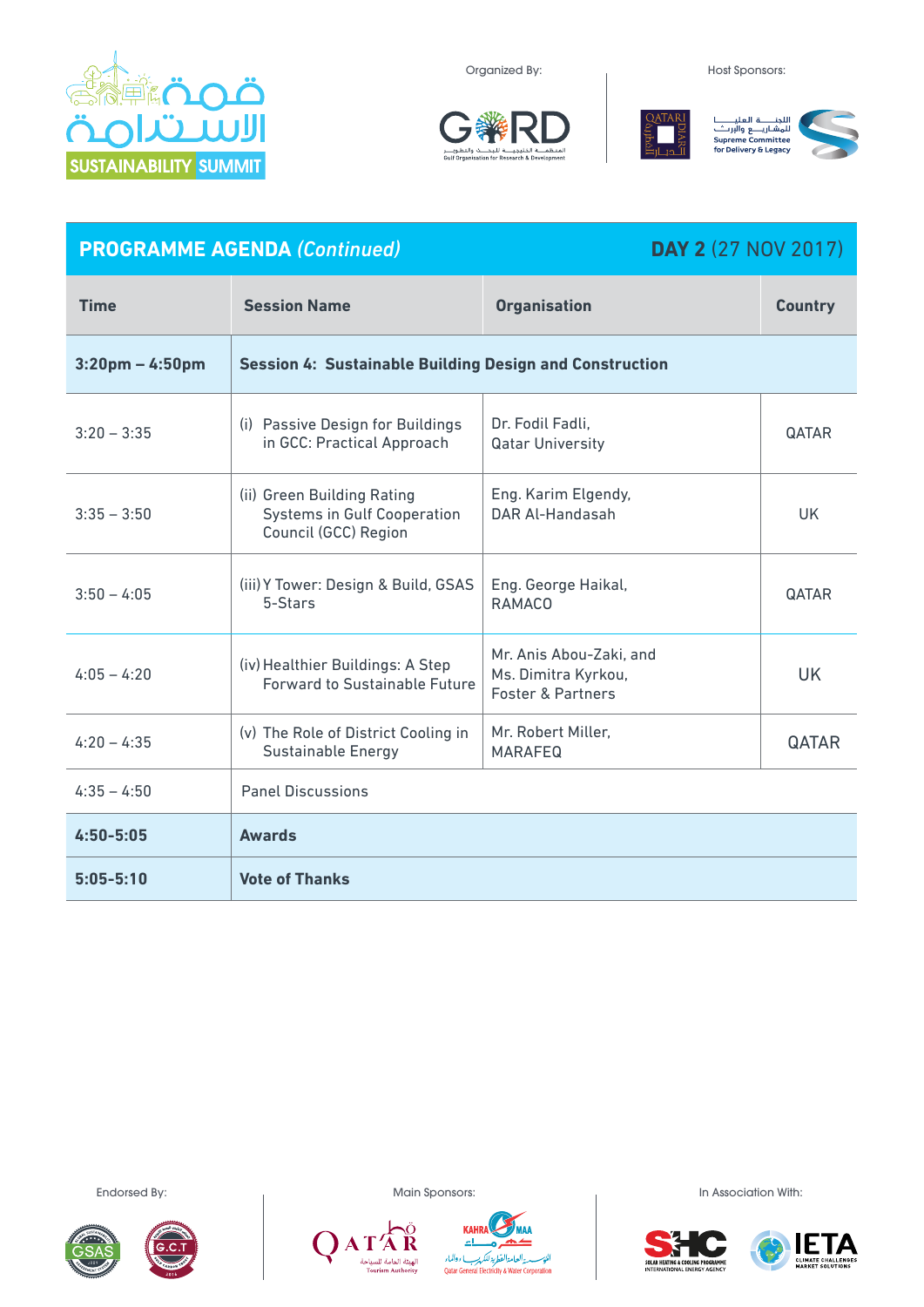قمة الاستدامة
SUSTAINABILITY SUMMIT

Organized By:

GORD
المنظمة الخليجية للبحث والتطوير
Gulf Organisation for Research & Development

Host Sponsors:

QATARI DIAR

اللجنة العليا للمشاريع والإرث
Supreme Committee for Delivery & Legacy

## PROGRAMME AGENDA *(Continued)*

**DAY 2** (27 NOV 2017)

| Time | Session Name | Organisation | Country |
|---|---|---|---|
| **3:20pm – 4:50pm** | **Session 4: Sustainable Building Design and Construction** | | |
| 3:20 – 3:35 | (i) Passive Design for Buildings in GCC: Practical Approach | Dr. Fodil Fadli, Qatar University | QATAR |
| 3:35 – 3:50 | (ii) Green Building Rating Systems in Gulf Cooperation Council (GCC) Region | Eng. Karim Elgendy, DAR Al-Handasah | UK |
| 3:50 – 4:05 | (iii) Y Tower: Design & Build, GSAS 5-Stars | Eng. George Haikal, RAMACO | QATAR |
| 4:05 – 4:20 | (iv) Healthier Buildings: A Step Forward to Sustainable Future | Mr. Anis Abou-Zaki, and Ms. Dimitra Kyrkou, Foster & Partners | UK |
| 4:20 – 4:35 | (v) The Role of District Cooling in Sustainable Energy | Mr. Robert Miller, MARAFEQ | QATAR |
| 4:35 – 4:50 | Panel Discussions | | |
| **4:50-5:05** | **Awards** | | |
| **5:05-5:10** | **Vote of Thanks** | | |

Endorsed By: GSAS, G.C.T

Main Sponsors: QATAR Tourism Authority, KAHRAMAA Qatar General Electricity & Water Corporation

In Association With: SHC Solar Heating & Cooling Programme International Energy Agency, IETA Climate Challenges Market Solutions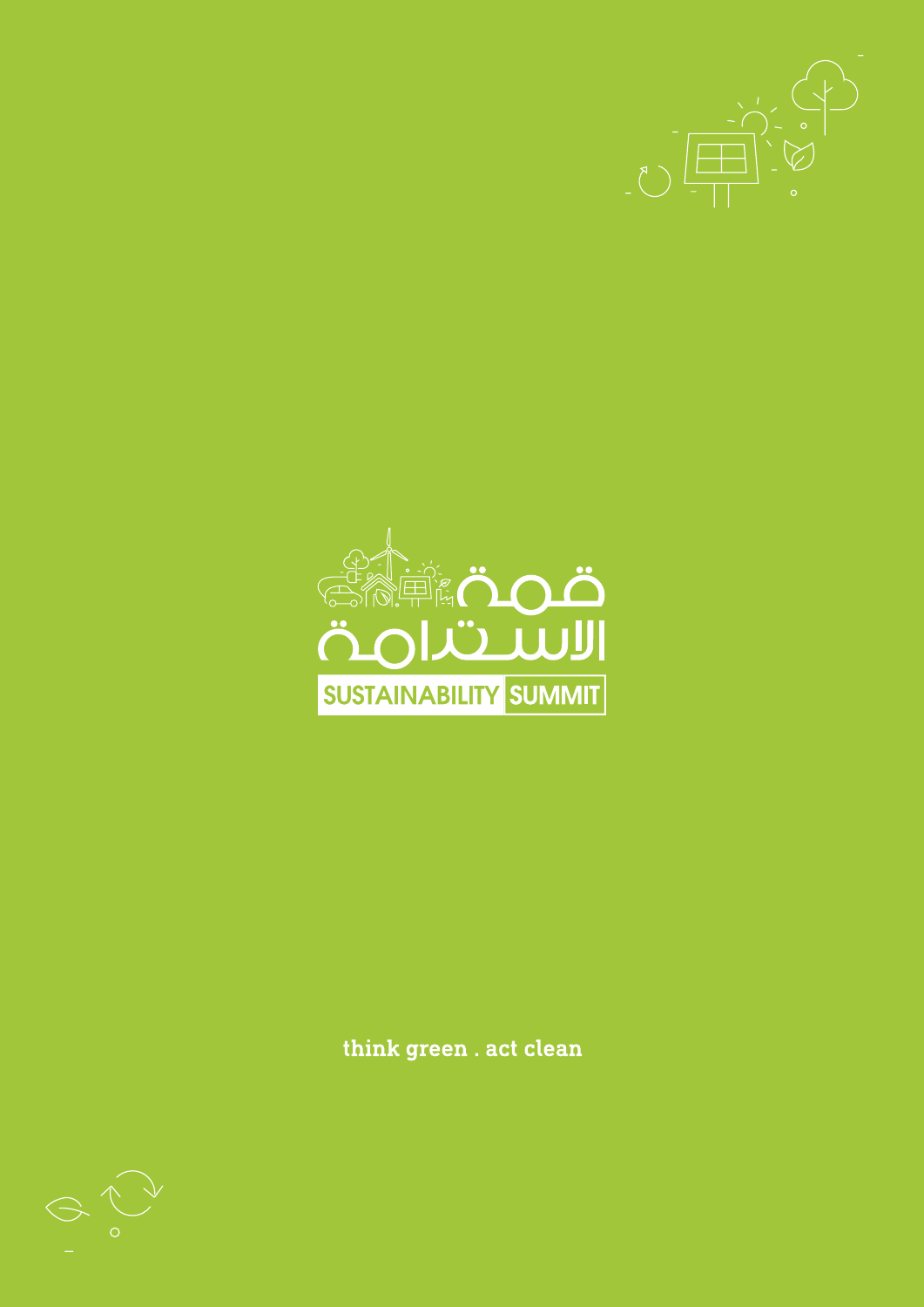قمة الاستدامة

SUSTAINABILITY SUMMIT

think green . act clean